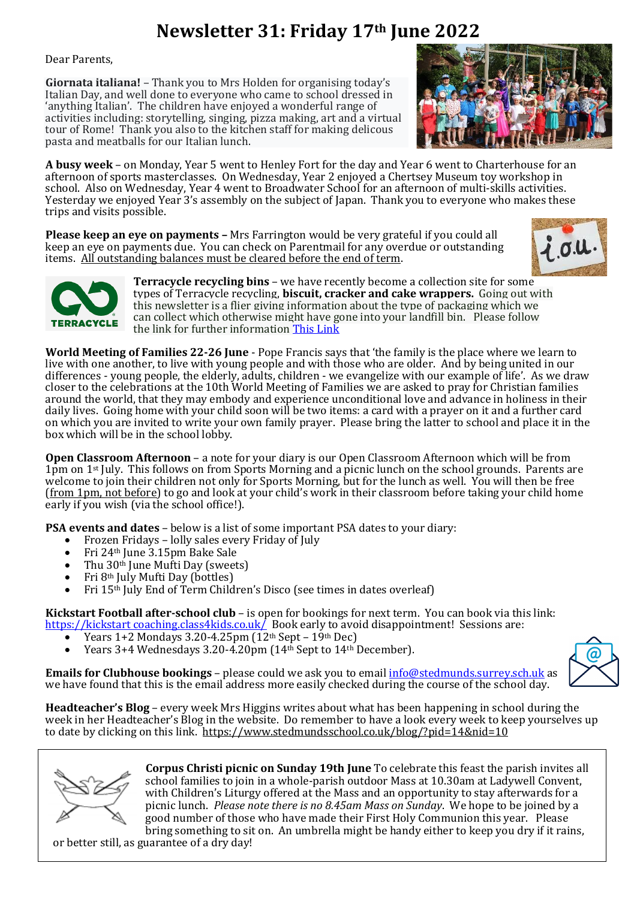# Newsletter 31: Friday 17th June 2022

Dear Parents,

**Giornata italiana!** – Thank you to Mrs Holden for organising today's Italian Day, and well done to everyone who came to school dressed in 'anything Italian'. The children have enjoyed a wonderful range of activities including: storytelling, singing, pizza making, art and a virtual tour of Rome! Thank you also to the kitchen staff for making delicous pasta and meatballs for our Italian lunch.

**A busy week** – on Monday, Year 5 went to Henley Fort for the day and Year 6 went to Charterhouse for an afternoon of sports masterclasses. On Wednesday, Year 2 enjoyed a Chertsey Museum toy workshop in school. Also on Wednesday, Year 4 went to Broadwater School for an afternoon of multi-skills activities. Yesterday we enjoyed Year 3's assembly on the subject of Japan. Thank you to everyone who makes these trips and visits possible.

**Please keep an eye on payments –** Mrs Farrington would be very grateful if you could all keep an eye on payments due. You can check on Parentmail for any overdue or outstanding items. All outstanding balances must be cleared before the end of term.

**Terracycle recycling bins** – we have recently become a collection site for some types of Terracycle recycling, **biscuit, cracker and cake wrappers.** Going out with this newsletter is a flier giving information about the type of packaging which we can collect which otherwise might have gone into your landfill bin. Please follow the link for further information This Link

**World Meeting of Families 22-26 June** - Pope Francis says that 'the family is the place where we learn to live with one another, to live with young people and with those who are older. And by being united in our differences - young people, the elderly, adults, children - we evangelize with our example of life'. As we draw closer to the celebrations at the 10th World Meeting of Families we are asked to pray for Christian families around the world, that they may embody and experience unconditional love and advance in holiness in their daily lives. Going home with your child soon will be two items: a card with a prayer on it and a further card on which you are invited to write your own family prayer. Please bring the latter to school and place it in the box which will be in the school lobby.

**Open Classroom Afternoon** – a note for your diary is our Open Classroom Afternoon which will be from 1pm on 1st July. This follows on from Sports Morning and a picnic lunch on the school grounds. Parents are welcome to join their children not only for Sports Morning, but for the lunch as well. You will then be free (from 1pm, not before) to go and look at your child's work in their classroom before taking your child home early if you wish (via the school office!).

**PSA events and dates** – below is a list of some important PSA dates to your diary:

- Frozen Fridays – lolly sales every Friday of July
- Fri 24th June 3.15pm Bake Sale
- Thu 30th June Mufti Day (sweets)
- Fri 8th July Mufti Day (bottles)
- Fri 15th July End of Term Children's Disco (see times in dates overleaf)

**Kickstart Football after-school club** – is open for bookings for next term. You can book via this link: https://kickstart coaching.class4kids.co.uk/ Book early to avoid disappointment! Sessions are:

- Years 1+2 Mondays 3.20-4.25pm (12th Sept – 19th Dec)
- Years 3+4 Wednesdays 3.20-4.20pm (14th Sept to 14th December).

**Emails for Clubhouse bookings** – please could we ask you to email info@stedmunds.surrey.sch.uk as we have found that this is the email address more easily checked during the course of the school day.

**Headteacher's Blog** – every week Mrs Higgins writes about what has been happening in school during the week in her Headteacher's Blog in the website. Do remember to have a look every week to keep yourselves up to date by clicking on this link. https://www.stedmundsschool.co.uk/blog/?pid=14&nid=10

**Corpus Christi picnic on Sunday 19th June** To celebrate this feast the parish invites all school families to join in a whole-parish outdoor Mass at 10.30am at Ladywell Convent, with Children's Liturgy offered at the Mass and an opportunity to stay afterwards for a picnic lunch. *Please note there is no 8.45am Mass on Sunday*. We hope to be joined by a good number of those who have made their First Holy Communion this year. Please bring something to sit on. An umbrella might be handy either to keep you dry if it rains, or better still, as guarantee of a dry day!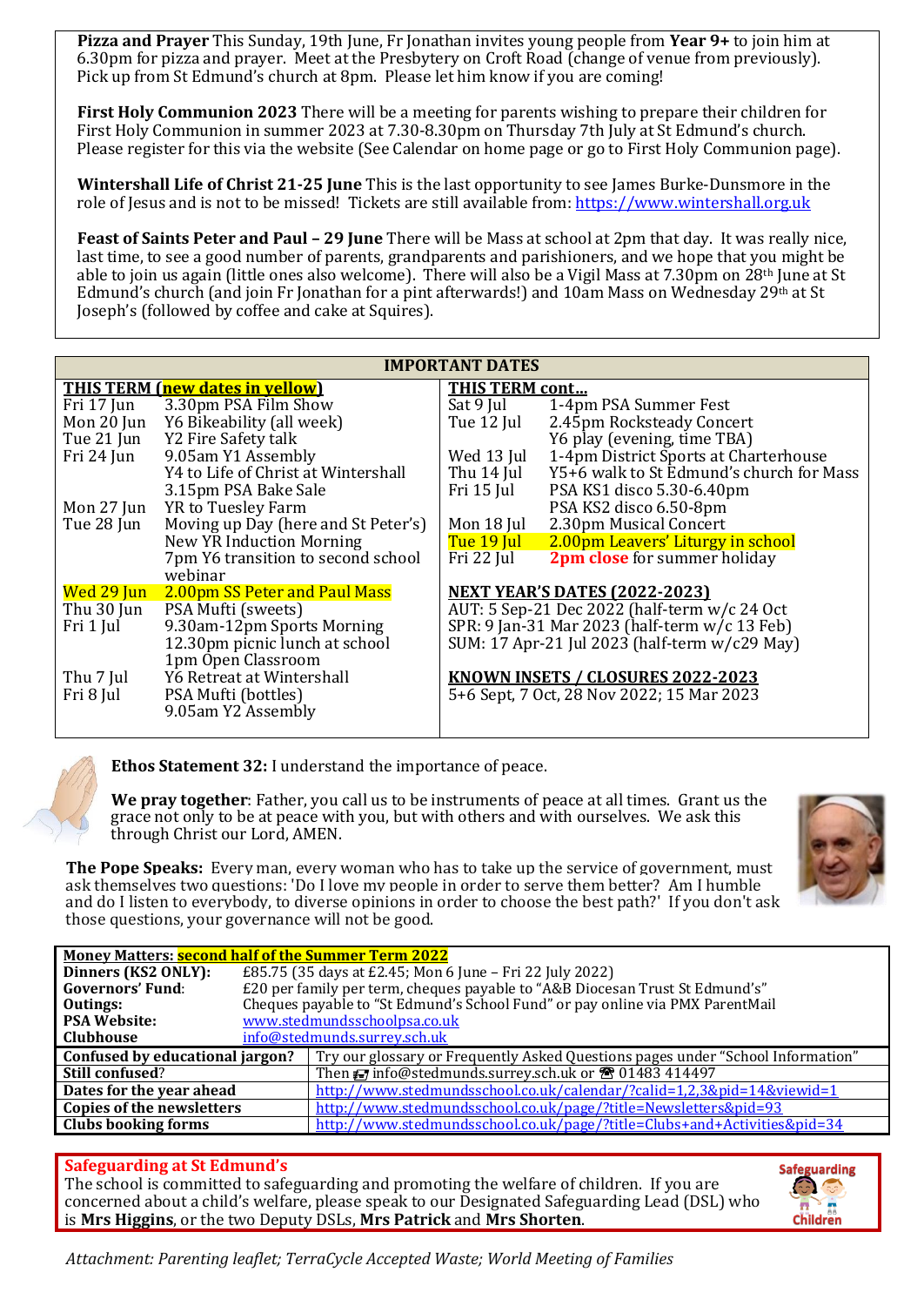**Pizza and Prayer** This Sunday, 19th June, Fr Jonathan invites young people from **Year 9+** to join him at 6.30pm for pizza and prayer. Meet at the Presbytery on Croft Road (change of venue from previously). Pick up from St Edmund's church at 8pm. Please let him know if you are coming!

**First Holy Communion 2023** There will be a meeting for parents wishing to prepare their children for First Holy Communion in summer 2023 at 7.30-8.30pm on Thursday 7th July at St Edmund's church. Please register for this via the website (See Calendar on home page or go to First Holy Communion page).

**Wintershall Life of Christ 21-25 June** This is the last opportunity to see James Burke-Dunsmore in the role of Jesus and is not to be missed! Tickets are still available from: https://www.wintershall.org.uk

**Feast of Saints Peter and Paul – 29 June** There will be Mass at school at 2pm that day. It was really nice, last time, to see a good number of parents, grandparents and parishioners, and we hope that you might be able to join us again (little ones also welcome). There will also be a Vigil Mass at 7.30pm on 28th June at St Edmund's church (and join Fr Jonathan for a pint afterwards!) and 10am Mass on Wednesday 29th at St Joseph's (followed by coffee and cake at Squires).

## IMPORTANT DATES

**THIS TERM (new dates in yellow)**

| | |
|---|---|
| Fri 17 Jun | 3.30pm PSA Film Show |
| Mon 20 Jun | Y6 Bikeability (all week) |
| Tue 21 Jun | Y2 Fire Safety talk |
| Fri 24 Jun | 9.05am Y1 Assembly |
| | Y4 to Life of Christ at Wintershall |
| | 3.15pm PSA Bake Sale |
| Mon 27 Jun | YR to Tuesley Farm |
| Tue 28 Jun | Moving up Day (here and St Peter's) |
| | New YR Induction Morning |
| | 7pm Y6 transition to second school webinar |
| Wed 29 Jun | 2.00pm SS Peter and Paul Mass |
| Thu 30 Jun | PSA Mufti (sweets) |
| Fri 1 Jul | 9.30am-12pm Sports Morning |
| | 12.30pm picnic lunch at school |
| | 1pm Open Classroom |
| Thu 7 Jul | Y6 Retreat at Wintershall |
| Fri 8 Jul | PSA Mufti (bottles) |
| | 9.05am Y2 Assembly |

**THIS TERM cont…**

| | |
|---|---|
| Sat 9 Jul | 1-4pm PSA Summer Fest |
| Tue 12 Jul | 2.45pm Rocksteady Concert |
| | Y6 play (evening, time TBA) |
| Wed 13 Jul | 1-4pm District Sports at Charterhouse |
| Thu 14 Jul | Y5+6 walk to St Edmund's church for Mass |
| Fri 15 Jul | PSA KS1 disco 5.30-6.40pm |
| | PSA KS2 disco 6.50-8pm |
| Mon 18 Jul | 2.30pm Musical Concert |
| Tue 19 Jul | 2.00pm Leavers' Liturgy in school |
| Fri 22 Jul | **2pm close** for summer holiday |

**NEXT YEAR'S DATES (2022-2023)**

AUT: 5 Sep-21 Dec 2022 (half-term w/c 24 Oct
SPR: 9 Jan-31 Mar 2023 (half-term w/c 13 Feb)
SUM: 17 Apr-21 Jul 2023 (half-term w/c29 May)

**KNOWN INSETS / CLOSURES 2022-2023**

5+6 Sept, 7 Oct, 28 Nov 2022; 15 Mar 2023

**Ethos Statement 32:** I understand the importance of peace.

**We pray together**: Father, you call us to be instruments of peace at all times. Grant us the grace not only to be at peace with you, but with others and with ourselves. We ask this through Christ our Lord, AMEN.

**The Pope Speaks:** Every man, every woman who has to take up the service of government, must ask themselves two questions: 'Do I love my people in order to serve them better? Am I humble and do I listen to everybody, to diverse opinions in order to choose the best path?' If you don't ask those questions, your governance will not be good.

| **Money Matters: second half of the Summer Term 2022** | |
|---|---|
| **Dinners (KS2 ONLY):** | £85.75 (35 days at £2.45; Mon 6 June – Fri 22 July 2022) |
| **Governors' Fund**: | £20 per family per term, cheques payable to "A&B Diocesan Trust St Edmund's" |
| **Outings:** | Cheques payable to "St Edmund's School Fund" or pay online via PMX ParentMail |
| **PSA Website:** | www.stedmundsschoolpsa.co.uk |
| **Clubhouse** | info@stedmunds.surrey.sch.uk |
| **Confused by educational jargon?** | Try our glossary or Frequently Asked Questions pages under "School Information" |
| **Still confused?** | Then info@stedmunds.surrey.sch.uk or ☎ 01483 414497 |
| **Dates for the year ahead** | http://www.stedmundsschool.co.uk/calendar/?calid=1,2,3&pid=14&viewid=1 |
| **Copies of the newsletters** | http://www.stedmundsschool.co.uk/page/?title=Newsletters&pid=93 |
| **Clubs booking forms** | http://www.stedmundsschool.co.uk/page/?title=Clubs+and+Activities&pid=34 |

**Safeguarding at St Edmund's**

The school is committed to safeguarding and promoting the welfare of children. If you are concerned about a child's welfare, please speak to our Designated Safeguarding Lead (DSL) who is **Mrs Higgins**, or the two Deputy DSLs, **Mrs Patrick** and **Mrs Shorten**.

*Attachment: Parenting leaflet; TerraCycle Accepted Waste; World Meeting of Families*